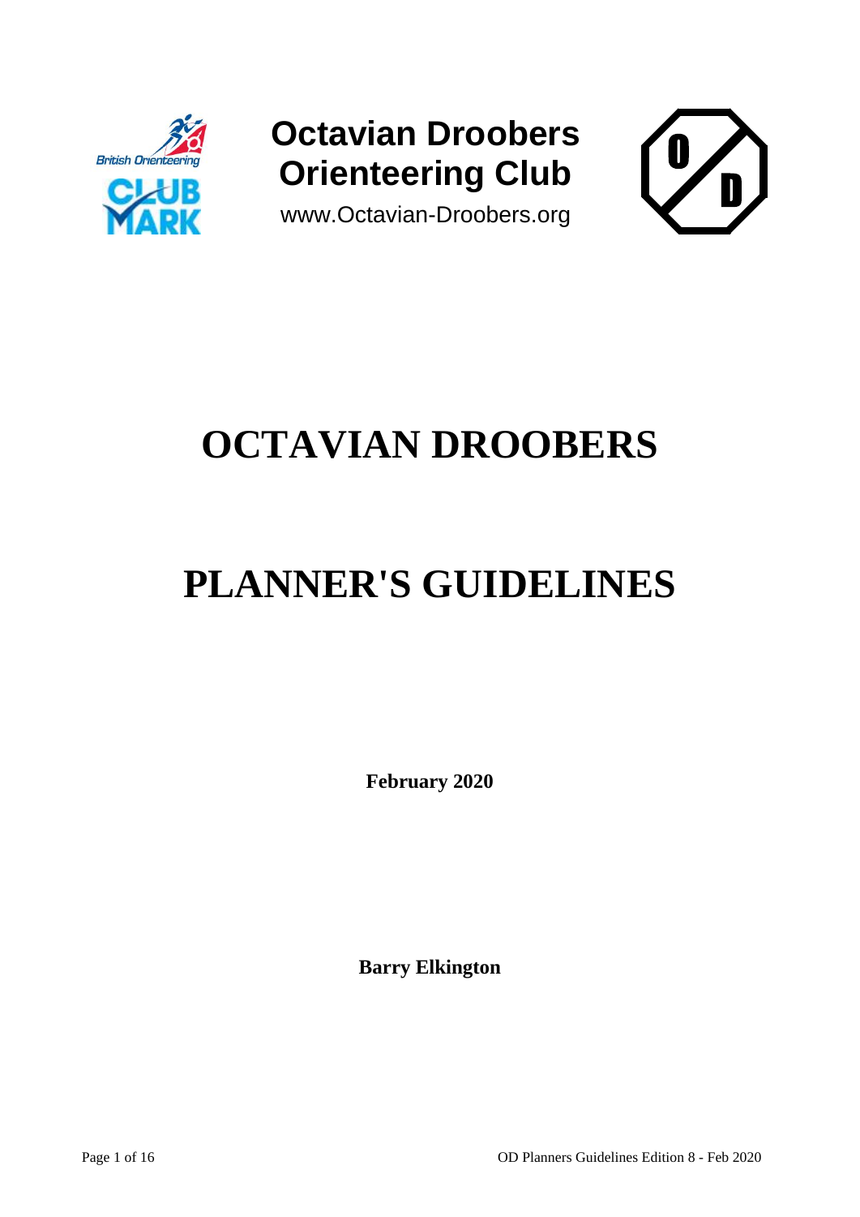**Octavian Droobers Orienteering Club**

www.Octavian-Droobers.org

# OCTAVIAN DROOBERS

# PLANNER'S GUIDELINES

**February 2020**

**Barry Elkington**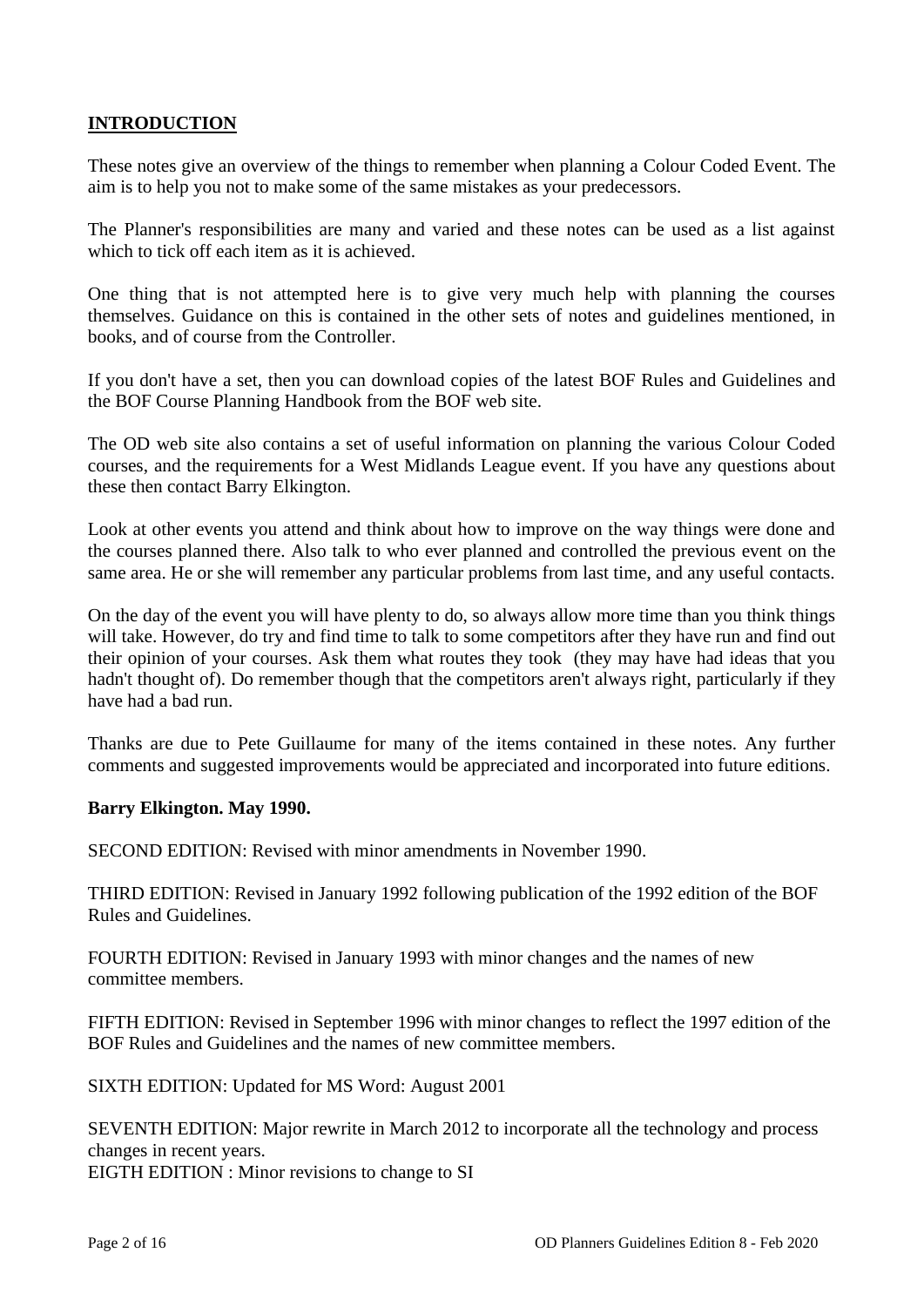## INTRODUCTION

These notes give an overview of the things to remember when planning a Colour Coded Event. The aim is to help you not to make some of the same mistakes as your predecessors.

The Planner's responsibilities are many and varied and these notes can be used as a list against which to tick off each item as it is achieved.

One thing that is not attempted here is to give very much help with planning the courses themselves. Guidance on this is contained in the other sets of notes and guidelines mentioned, in books, and of course from the Controller.

If you don't have a set, then you can download copies of the latest BOF Rules and Guidelines and the BOF Course Planning Handbook from the BOF web site.

The OD web site also contains a set of useful information on planning the various Colour Coded courses, and the requirements for a West Midlands League event. If you have any questions about these then contact Barry Elkington.

Look at other events you attend and think about how to improve on the way things were done and the courses planned there. Also talk to who ever planned and controlled the previous event on the same area. He or she will remember any particular problems from last time, and any useful contacts.

On the day of the event you will have plenty to do, so always allow more time than you think things will take. However, do try and find time to talk to some competitors after they have run and find out their opinion of your courses. Ask them what routes they took (they may have had ideas that you hadn't thought of). Do remember though that the competitors aren't always right, particularly if they have had a bad run.

Thanks are due to Pete Guillaume for many of the items contained in these notes. Any further comments and suggested improvements would be appreciated and incorporated into future editions.

**Barry Elkington. May 1990.**

SECOND EDITION: Revised with minor amendments in November 1990.

THIRD EDITION: Revised in January 1992 following publication of the 1992 edition of the BOF Rules and Guidelines.

FOURTH EDITION: Revised in January 1993 with minor changes and the names of new committee members.

FIFTH EDITION: Revised in September 1996 with minor changes to reflect the 1997 edition of the BOF Rules and Guidelines and the names of new committee members.

SIXTH EDITION: Updated for MS Word: August 2001

SEVENTH EDITION: Major rewrite in March 2012 to incorporate all the technology and process changes in recent years.

EIGTH EDITION : Minor revisions to change to SI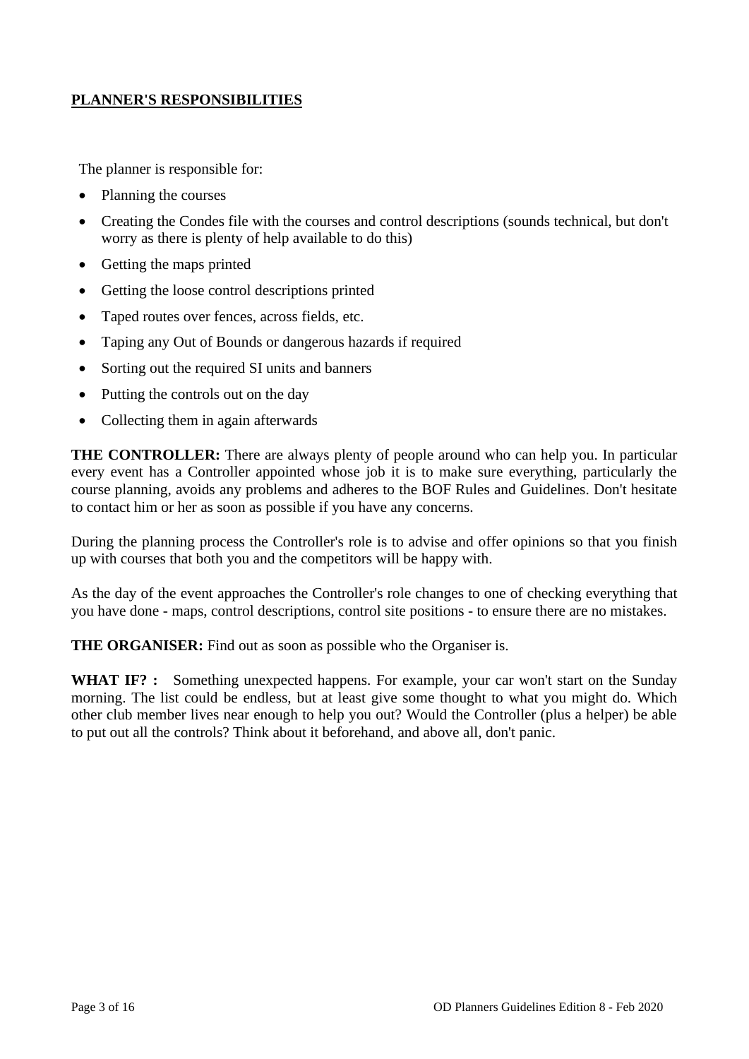## PLANNER'S RESPONSIBILITIES

The planner is responsible for:

- Planning the courses
- Creating the Condes file with the courses and control descriptions (sounds technical, but don't worry as there is plenty of help available to do this)
- Getting the maps printed
- Getting the loose control descriptions printed
- Taped routes over fences, across fields, etc.
- Taping any Out of Bounds or dangerous hazards if required
- Sorting out the required SI units and banners
- Putting the controls out on the day
- Collecting them in again afterwards

**THE CONTROLLER:** There are always plenty of people around who can help you. In particular every event has a Controller appointed whose job it is to make sure everything, particularly the course planning, avoids any problems and adheres to the BOF Rules and Guidelines. Don't hesitate to contact him or her as soon as possible if you have any concerns.

During the planning process the Controller's role is to advise and offer opinions so that you finish up with courses that both you and the competitors will be happy with.

As the day of the event approaches the Controller's role changes to one of checking everything that you have done - maps, control descriptions, control site positions - to ensure there are no mistakes.

**THE ORGANISER:** Find out as soon as possible who the Organiser is.

**WHAT IF? :** Something unexpected happens. For example, your car won't start on the Sunday morning. The list could be endless, but at least give some thought to what you might do. Which other club member lives near enough to help you out? Would the Controller (plus a helper) be able to put out all the controls? Think about it beforehand, and above all, don't panic.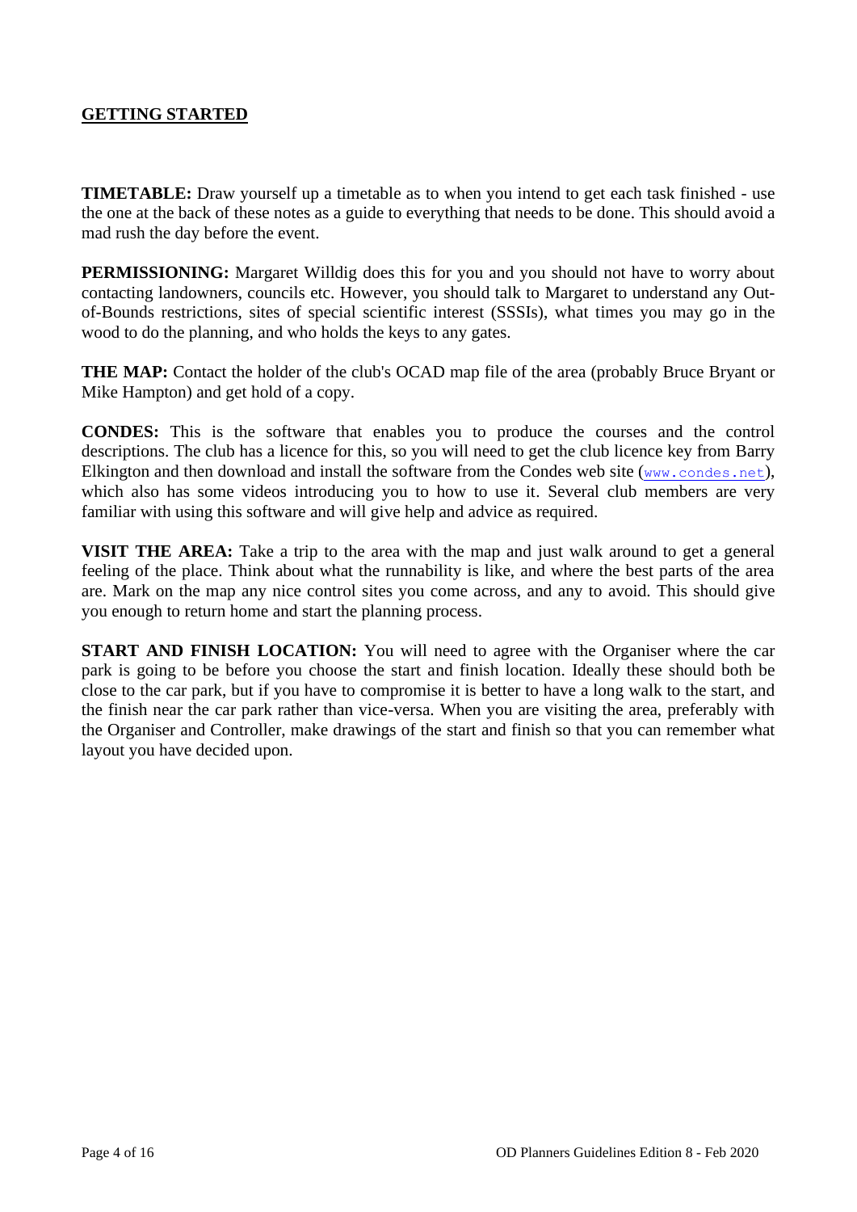## GETTING STARTED

**TIMETABLE:** Draw yourself up a timetable as to when you intend to get each task finished - use the one at the back of these notes as a guide to everything that needs to be done. This should avoid a mad rush the day before the event.

**PERMISSIONING:** Margaret Willdig does this for you and you should not have to worry about contacting landowners, councils etc. However, you should talk to Margaret to understand any Out-of-Bounds restrictions, sites of special scientific interest (SSSIs), what times you may go in the wood to do the planning, and who holds the keys to any gates.

**THE MAP:** Contact the holder of the club's OCAD map file of the area (probably Bruce Bryant or Mike Hampton) and get hold of a copy.

**CONDES:** This is the software that enables you to produce the courses and the control descriptions. The club has a licence for this, so you will need to get the club licence key from Barry Elkington and then download and install the software from the Condes web site (www.condes.net), which also has some videos introducing you to how to use it. Several club members are very familiar with using this software and will give help and advice as required.

**VISIT THE AREA:** Take a trip to the area with the map and just walk around to get a general feeling of the place. Think about what the runnability is like, and where the best parts of the area are. Mark on the map any nice control sites you come across, and any to avoid. This should give you enough to return home and start the planning process.

**START AND FINISH LOCATION:** You will need to agree with the Organiser where the car park is going to be before you choose the start and finish location. Ideally these should both be close to the car park, but if you have to compromise it is better to have a long walk to the start, and the finish near the car park rather than vice-versa. When you are visiting the area, preferably with the Organiser and Controller, make drawings of the start and finish so that you can remember what layout you have decided upon.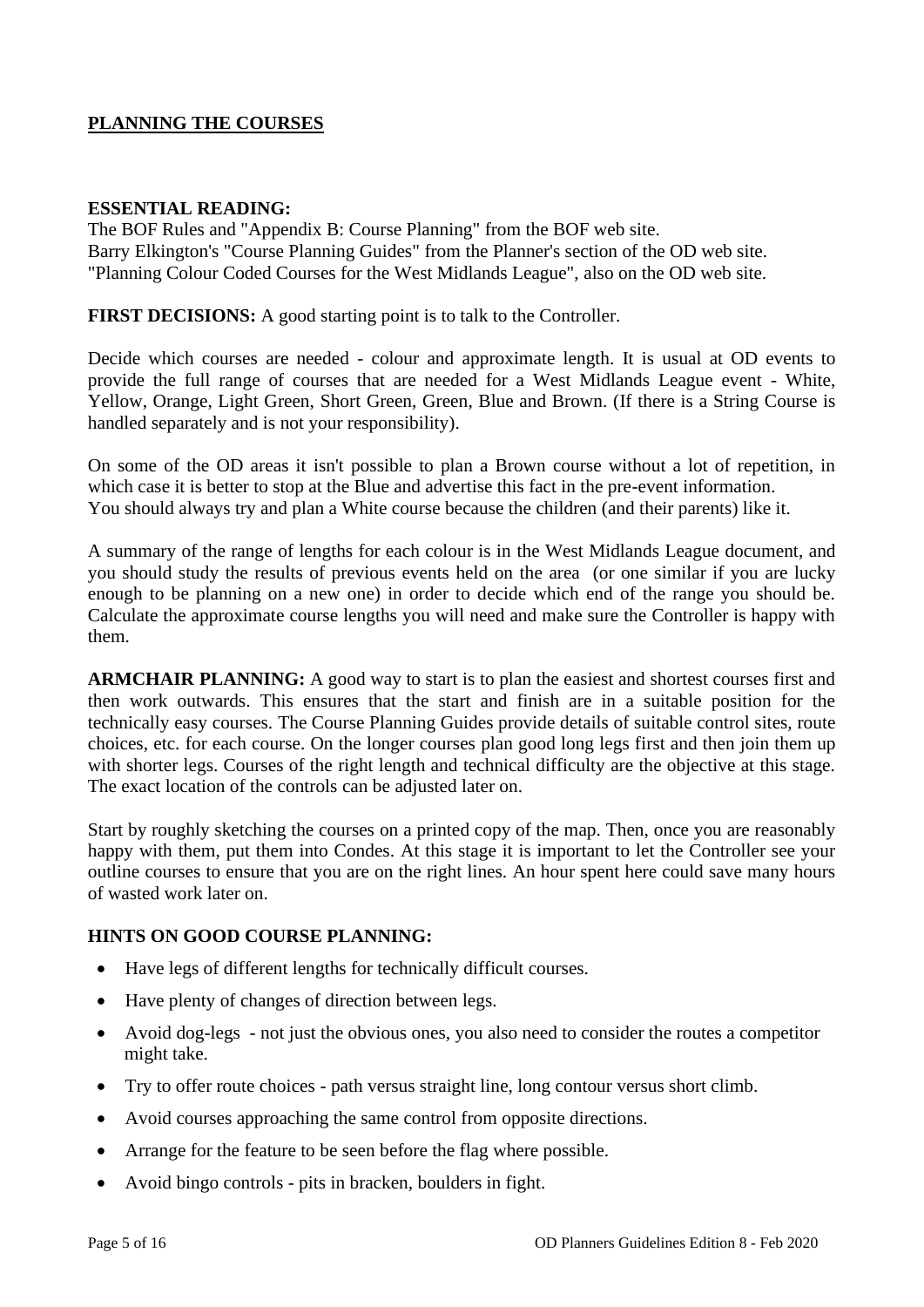# PLANNING THE COURSES

**ESSENTIAL READING:**
The BOF Rules and "Appendix B: Course Planning" from the BOF web site.
Barry Elkington's "Course Planning Guides" from the Planner's section of the OD web site.
"Planning Colour Coded Courses for the West Midlands League", also on the OD web site.

**FIRST DECISIONS:** A good starting point is to talk to the Controller.

Decide which courses are needed - colour and approximate length. It is usual at OD events to provide the full range of courses that are needed for a West Midlands League event - White, Yellow, Orange, Light Green, Short Green, Green, Blue and Brown. (If there is a String Course is handled separately and is not your responsibility).

On some of the OD areas it isn't possible to plan a Brown course without a lot of repetition, in which case it is better to stop at the Blue and advertise this fact in the pre-event information.
You should always try and plan a White course because the children (and their parents) like it.

A summary of the range of lengths for each colour is in the West Midlands League document, and you should study the results of previous events held on the area (or one similar if you are lucky enough to be planning on a new one) in order to decide which end of the range you should be. Calculate the approximate course lengths you will need and make sure the Controller is happy with them.

**ARMCHAIR PLANNING:** A good way to start is to plan the easiest and shortest courses first and then work outwards. This ensures that the start and finish are in a suitable position for the technically easy courses. The Course Planning Guides provide details of suitable control sites, route choices, etc. for each course. On the longer courses plan good long legs first and then join them up with shorter legs. Courses of the right length and technical difficulty are the objective at this stage. The exact location of the controls can be adjusted later on.

Start by roughly sketching the courses on a printed copy of the map. Then, once you are reasonably happy with them, put them into Condes. At this stage it is important to let the Controller see your outline courses to ensure that you are on the right lines. An hour spent here could save many hours of wasted work later on.

**HINTS ON GOOD COURSE PLANNING:**

- Have legs of different lengths for technically difficult courses.
- Have plenty of changes of direction between legs.
- Avoid dog-legs - not just the obvious ones, you also need to consider the routes a competitor might take.
- Try to offer route choices - path versus straight line, long contour versus short climb.
- Avoid courses approaching the same control from opposite directions.
- Arrange for the feature to be seen before the flag where possible.
- Avoid bingo controls - pits in bracken, boulders in fight.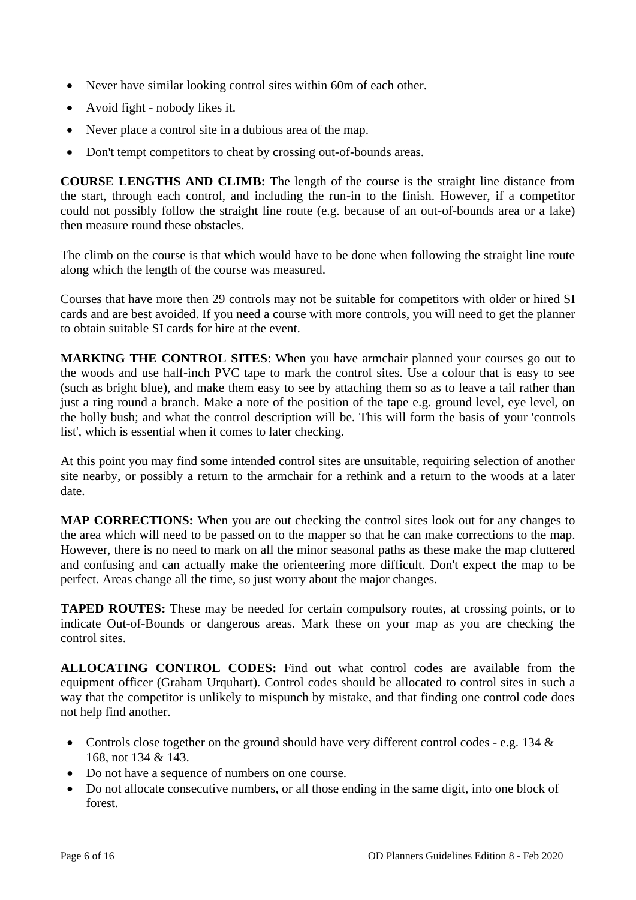- Never have similar looking control sites within 60m of each other.
- Avoid fight - nobody likes it.
- Never place a control site in a dubious area of the map.
- Don't tempt competitors to cheat by crossing out-of-bounds areas.

**COURSE LENGTHS AND CLIMB:** The length of the course is the straight line distance from the start, through each control, and including the run-in to the finish. However, if a competitor could not possibly follow the straight line route (e.g. because of an out-of-bounds area or a lake) then measure round these obstacles.

The climb on the course is that which would have to be done when following the straight line route along which the length of the course was measured.

Courses that have more then 29 controls may not be suitable for competitors with older or hired SI cards and are best avoided. If you need a course with more controls, you will need to get the planner to obtain suitable SI cards for hire at the event.

**MARKING THE CONTROL SITES**: When you have armchair planned your courses go out to the woods and use half-inch PVC tape to mark the control sites. Use a colour that is easy to see (such as bright blue), and make them easy to see by attaching them so as to leave a tail rather than just a ring round a branch. Make a note of the position of the tape e.g. ground level, eye level, on the holly bush; and what the control description will be. This will form the basis of your 'controls list', which is essential when it comes to later checking.

At this point you may find some intended control sites are unsuitable, requiring selection of another site nearby, or possibly a return to the armchair for a rethink and a return to the woods at a later date.

**MAP CORRECTIONS:** When you are out checking the control sites look out for any changes to the area which will need to be passed on to the mapper so that he can make corrections to the map. However, there is no need to mark on all the minor seasonal paths as these make the map cluttered and confusing and can actually make the orienteering more difficult. Don't expect the map to be perfect. Areas change all the time, so just worry about the major changes.

**TAPED ROUTES:** These may be needed for certain compulsory routes, at crossing points, or to indicate Out-of-Bounds or dangerous areas. Mark these on your map as you are checking the control sites.

**ALLOCATING CONTROL CODES:** Find out what control codes are available from the equipment officer (Graham Urquhart). Control codes should be allocated to control sites in such a way that the competitor is unlikely to mispunch by mistake, and that finding one control code does not help find another.

- Controls close together on the ground should have very different control codes - e.g. 134 & 168, not 134 & 143.
- Do not have a sequence of numbers on one course.
- Do not allocate consecutive numbers, or all those ending in the same digit, into one block of forest.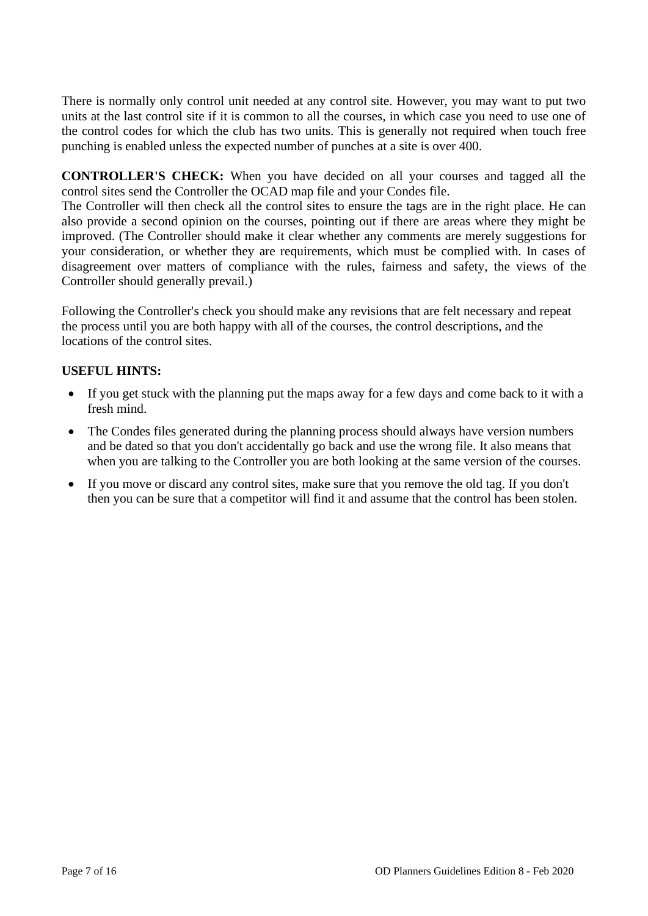There is normally only control unit needed at any control site. However, you may want to put two units at the last control site if it is common to all the courses, in which case you need to use one of the control codes for which the club has two units. This is generally not required when touch free punching is enabled unless the expected number of punches at a site is over 400.

**CONTROLLER'S CHECK:** When you have decided on all your courses and tagged all the control sites send the Controller the OCAD map file and your Condes file.
The Controller will then check all the control sites to ensure the tags are in the right place. He can also provide a second opinion on the courses, pointing out if there are areas where they might be improved. (The Controller should make it clear whether any comments are merely suggestions for your consideration, or whether they are requirements, which must be complied with. In cases of disagreement over matters of compliance with the rules, fairness and safety, the views of the Controller should generally prevail.)

Following the Controller's check you should make any revisions that are felt necessary and repeat the process until you are both happy with all of the courses, the control descriptions, and the locations of the control sites.

**USEFUL HINTS:**

- If you get stuck with the planning put the maps away for a few days and come back to it with a fresh mind.
- The Condes files generated during the planning process should always have version numbers and be dated so that you don't accidentally go back and use the wrong file. It also means that when you are talking to the Controller you are both looking at the same version of the courses.
- If you move or discard any control sites, make sure that you remove the old tag. If you don't then you can be sure that a competitor will find it and assume that the control has been stolen.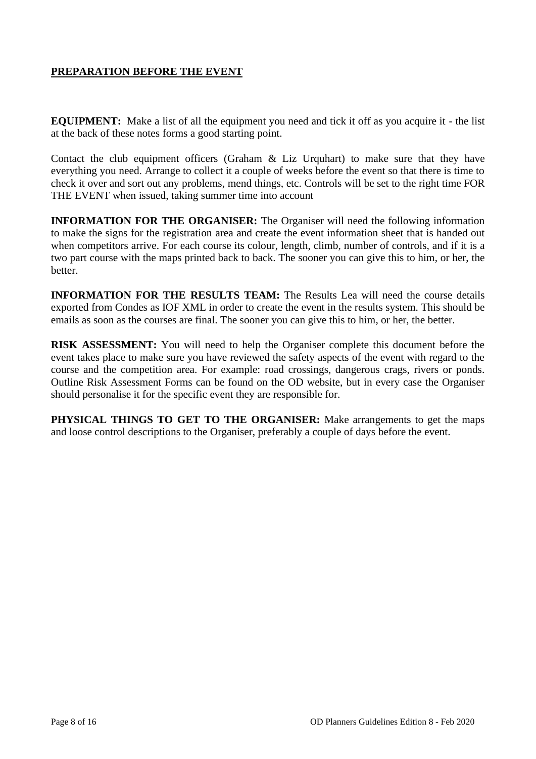## PREPARATION BEFORE THE EVENT

**EQUIPMENT:** Make a list of all the equipment you need and tick it off as you acquire it - the list at the back of these notes forms a good starting point.

Contact the club equipment officers (Graham & Liz Urquhart) to make sure that they have everything you need. Arrange to collect it a couple of weeks before the event so that there is time to check it over and sort out any problems, mend things, etc. Controls will be set to the right time FOR THE EVENT when issued, taking summer time into account

**INFORMATION FOR THE ORGANISER:** The Organiser will need the following information to make the signs for the registration area and create the event information sheet that is handed out when competitors arrive. For each course its colour, length, climb, number of controls, and if it is a two part course with the maps printed back to back. The sooner you can give this to him, or her, the better.

**INFORMATION FOR THE RESULTS TEAM:** The Results Lea will need the course details exported from Condes as IOF XML in order to create the event in the results system. This should be emails as soon as the courses are final. The sooner you can give this to him, or her, the better.

**RISK ASSESSMENT:** You will need to help the Organiser complete this document before the event takes place to make sure you have reviewed the safety aspects of the event with regard to the course and the competition area. For example: road crossings, dangerous crags, rivers or ponds. Outline Risk Assessment Forms can be found on the OD website, but in every case the Organiser should personalise it for the specific event they are responsible for.

**PHYSICAL THINGS TO GET TO THE ORGANISER:** Make arrangements to get the maps and loose control descriptions to the Organiser, preferably a couple of days before the event.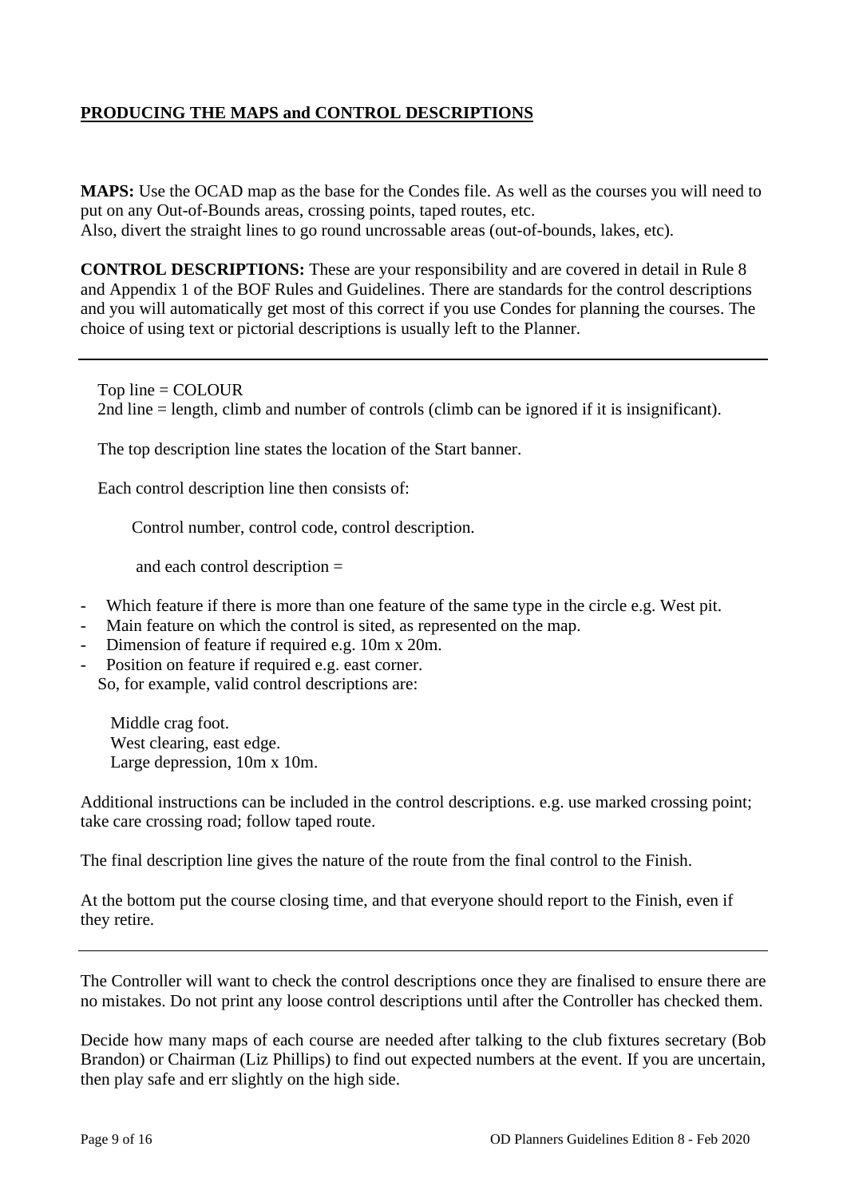## PRODUCING THE MAPS and CONTROL DESCRIPTIONS

**MAPS:** Use the OCAD map as the base for the Condes file. As well as the courses you will need to put on any Out-of-Bounds areas, crossing points, taped routes, etc.
Also, divert the straight lines to go round uncrossable areas (out-of-bounds, lakes, etc).

**CONTROL DESCRIPTIONS:** These are your responsibility and are covered in detail in Rule 8 and Appendix 1 of the BOF Rules and Guidelines. There are standards for the control descriptions and you will automatically get most of this correct if you use Condes for planning the courses. The choice of using text or pictorial descriptions is usually left to the Planner.

---

Top line = COLOUR
2nd line = length, climb and number of controls (climb can be ignored if it is insignificant).

The top description line states the location of the Start banner.

Each control description line then consists of:

Control number, control code, control description.

and each control description =

- Which feature if there is more than one feature of the same type in the circle e.g. West pit.
- Main feature on which the control is sited, as represented on the map.
- Dimension of feature if required e.g. 10m x 20m.
- Position on feature if required e.g. east corner.

So, for example, valid control descriptions are:

Middle crag foot.
West clearing, east edge.
Large depression, 10m x 10m.

Additional instructions can be included in the control descriptions. e.g. use marked crossing point; take care crossing road; follow taped route.

The final description line gives the nature of the route from the final control to the Finish.

At the bottom put the course closing time, and that everyone should report to the Finish, even if they retire.

---

The Controller will want to check the control descriptions once they are finalised to ensure there are no mistakes. Do not print any loose control descriptions until after the Controller has checked them.

Decide how many maps of each course are needed after talking to the club fixtures secretary (Bob Brandon) or Chairman (Liz Phillips) to find out expected numbers at the event. If you are uncertain, then play safe and err slightly on the high side.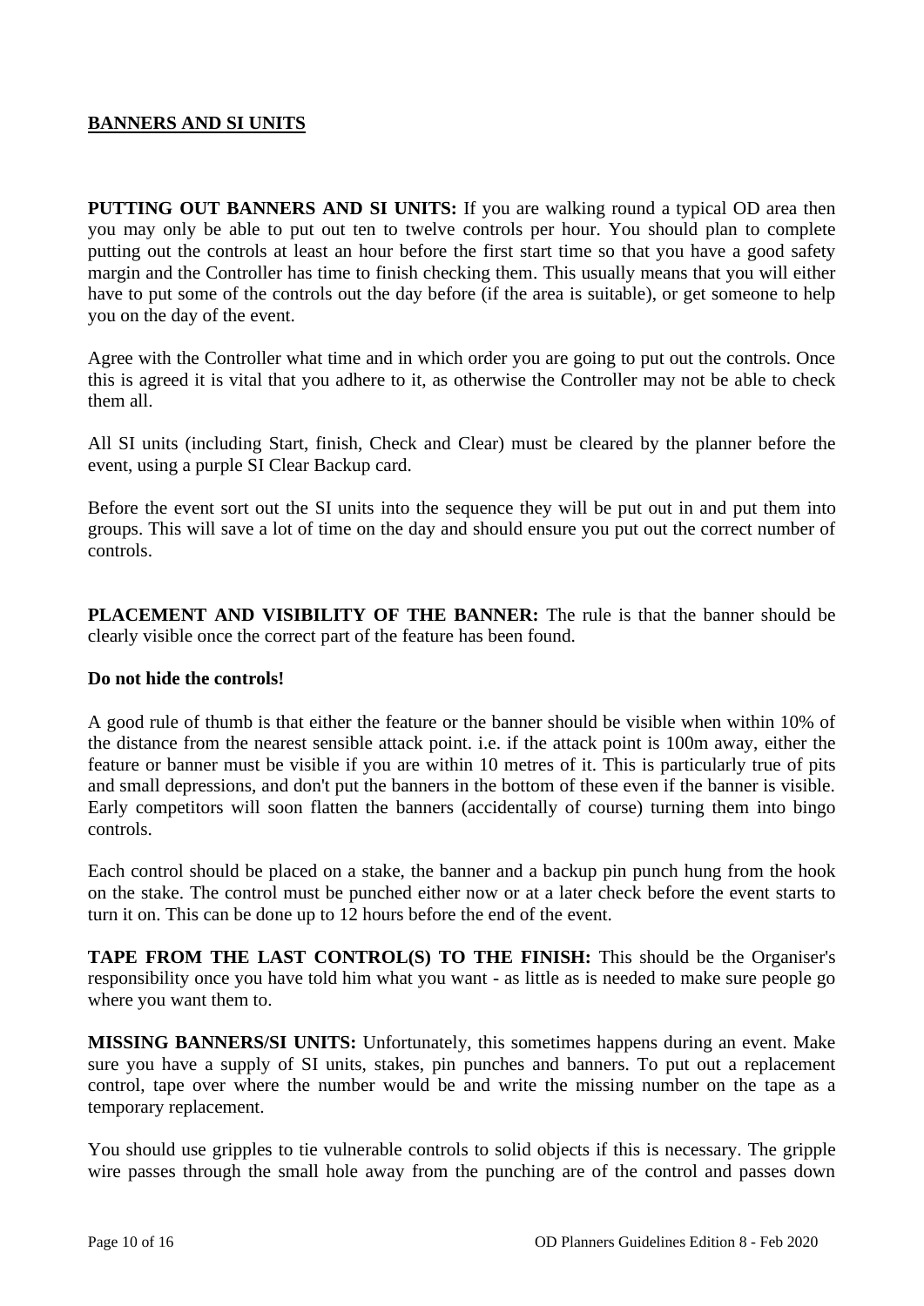## BANNERS AND SI UNITS

**PUTTING OUT BANNERS AND SI UNITS:** If you are walking round a typical OD area then you may only be able to put out ten to twelve controls per hour. You should plan to complete putting out the controls at least an hour before the first start time so that you have a good safety margin and the Controller has time to finish checking them. This usually means that you will either have to put some of the controls out the day before (if the area is suitable), or get someone to help you on the day of the event.

Agree with the Controller what time and in which order you are going to put out the controls. Once this is agreed it is vital that you adhere to it, as otherwise the Controller may not be able to check them all.

All SI units (including Start, finish, Check and Clear) must be cleared by the planner before the event, using a purple SI Clear Backup card.

Before the event sort out the SI units into the sequence they will be put out in and put them into groups. This will save a lot of time on the day and should ensure you put out the correct number of controls.

**PLACEMENT AND VISIBILITY OF THE BANNER:** The rule is that the banner should be clearly visible once the correct part of the feature has been found.

**Do not hide the controls!**

A good rule of thumb is that either the feature or the banner should be visible when within 10% of the distance from the nearest sensible attack point. i.e. if the attack point is 100m away, either the feature or banner must be visible if you are within 10 metres of it. This is particularly true of pits and small depressions, and don't put the banners in the bottom of these even if the banner is visible. Early competitors will soon flatten the banners (accidentally of course) turning them into bingo controls.

Each control should be placed on a stake, the banner and a backup pin punch hung from the hook on the stake. The control must be punched either now or at a later check before the event starts to turn it on. This can be done up to 12 hours before the end of the event.

**TAPE FROM THE LAST CONTROL(S) TO THE FINISH:** This should be the Organiser's responsibility once you have told him what you want - as little as is needed to make sure people go where you want them to.

**MISSING BANNERS/SI UNITS:** Unfortunately, this sometimes happens during an event. Make sure you have a supply of SI units, stakes, pin punches and banners. To put out a replacement control, tape over where the number would be and write the missing number on the tape as a temporary replacement.

You should use gripples to tie vulnerable controls to solid objects if this is necessary. The gripple wire passes through the small hole away from the punching are of the control and passes down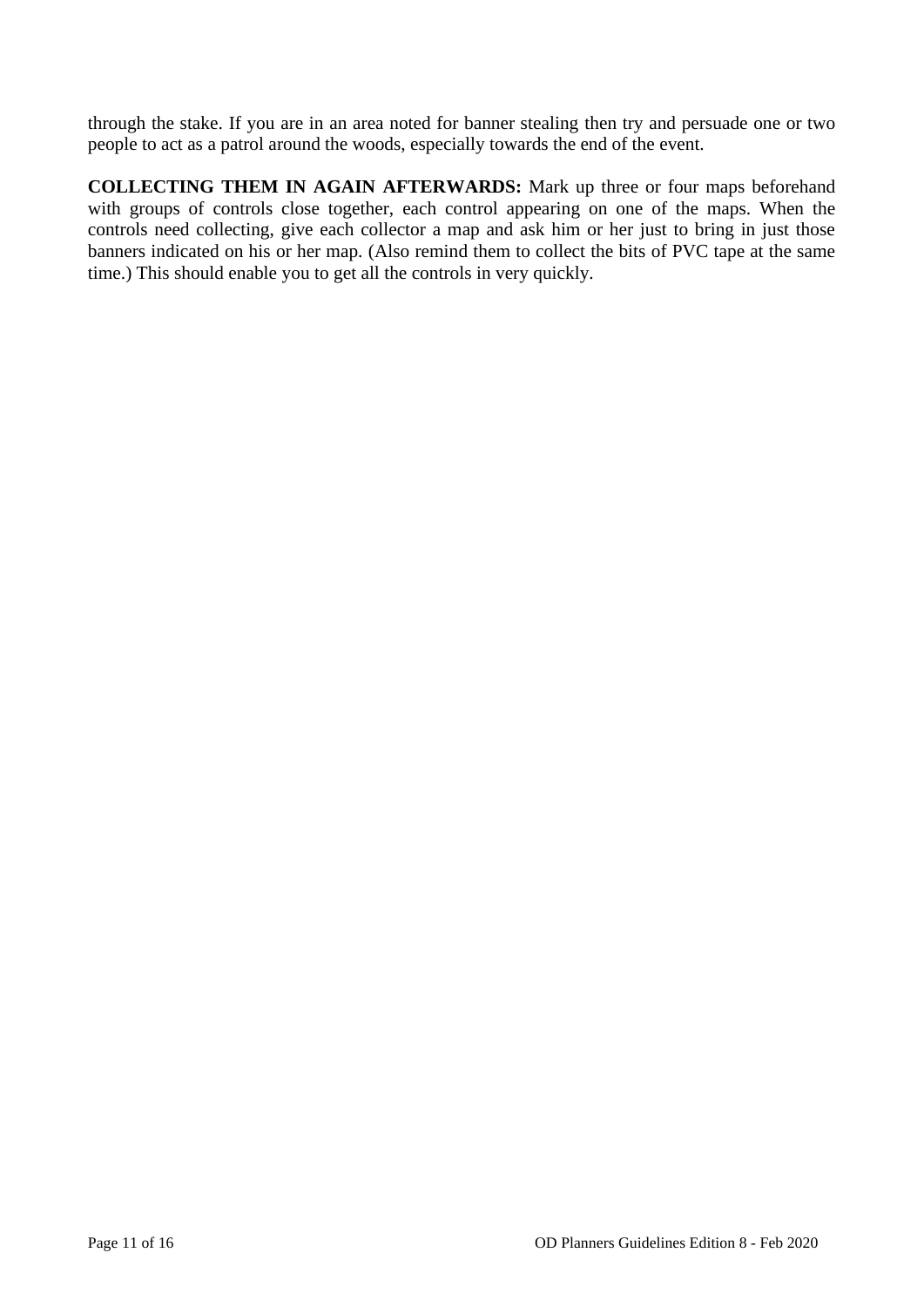through the stake. If you are in an area noted for banner stealing then try and persuade one or two people to act as a patrol around the woods, especially towards the end of the event.

**COLLECTING THEM IN AGAIN AFTERWARDS:** Mark up three or four maps beforehand with groups of controls close together, each control appearing on one of the maps. When the controls need collecting, give each collector a map and ask him or her just to bring in just those banners indicated on his or her map. (Also remind them to collect the bits of PVC tape at the same time.) This should enable you to get all the controls in very quickly.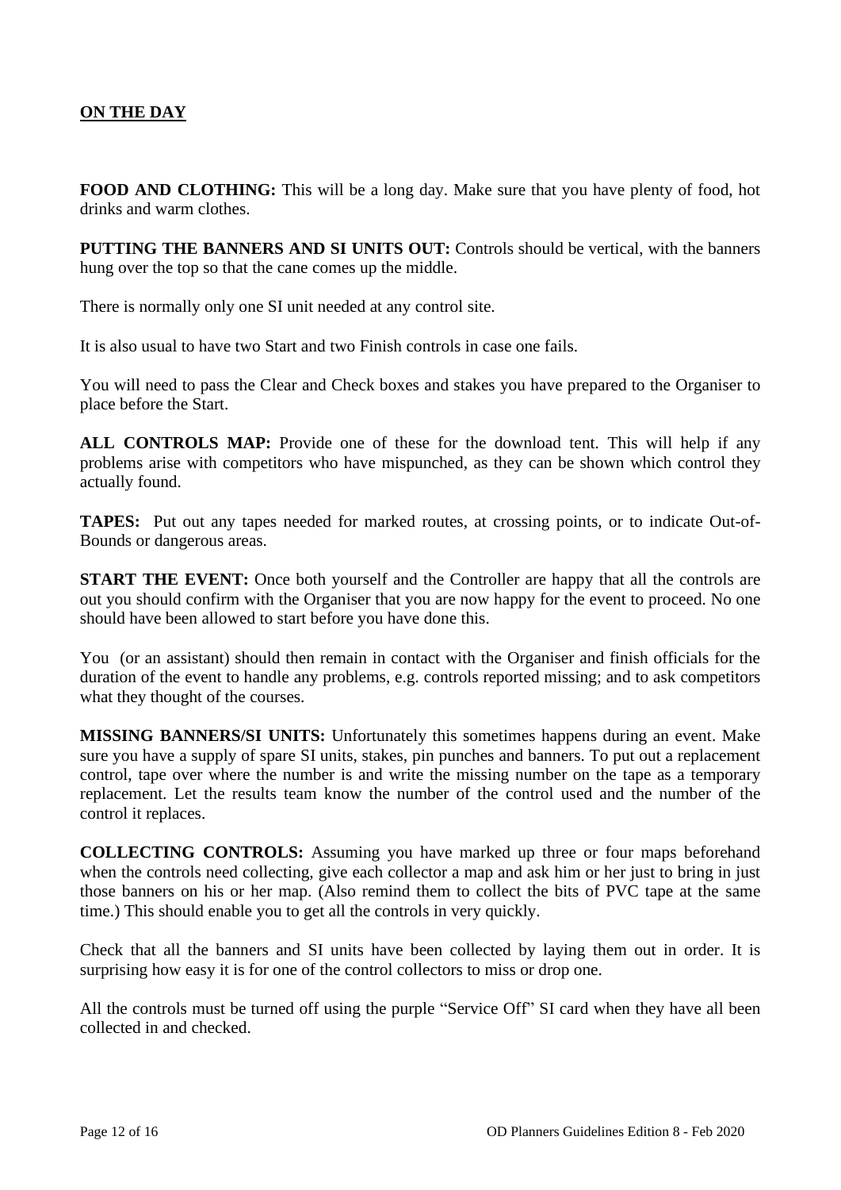## ON THE DAY

**FOOD AND CLOTHING:** This will be a long day. Make sure that you have plenty of food, hot drinks and warm clothes.

**PUTTING THE BANNERS AND SI UNITS OUT:** Controls should be vertical, with the banners hung over the top so that the cane comes up the middle.

There is normally only one SI unit needed at any control site.

It is also usual to have two Start and two Finish controls in case one fails.

You will need to pass the Clear and Check boxes and stakes you have prepared to the Organiser to place before the Start.

**ALL CONTROLS MAP:** Provide one of these for the download tent. This will help if any problems arise with competitors who have mispunched, as they can be shown which control they actually found.

**TAPES:** Put out any tapes needed for marked routes, at crossing points, or to indicate Out-of-Bounds or dangerous areas.

**START THE EVENT:** Once both yourself and the Controller are happy that all the controls are out you should confirm with the Organiser that you are now happy for the event to proceed. No one should have been allowed to start before you have done this.

You (or an assistant) should then remain in contact with the Organiser and finish officials for the duration of the event to handle any problems, e.g. controls reported missing; and to ask competitors what they thought of the courses.

**MISSING BANNERS/SI UNITS:** Unfortunately this sometimes happens during an event. Make sure you have a supply of spare SI units, stakes, pin punches and banners. To put out a replacement control, tape over where the number is and write the missing number on the tape as a temporary replacement. Let the results team know the number of the control used and the number of the control it replaces.

**COLLECTING CONTROLS:** Assuming you have marked up three or four maps beforehand when the controls need collecting, give each collector a map and ask him or her just to bring in just those banners on his or her map. (Also remind them to collect the bits of PVC tape at the same time.) This should enable you to get all the controls in very quickly.

Check that all the banners and SI units have been collected by laying them out in order. It is surprising how easy it is for one of the control collectors to miss or drop one.

All the controls must be turned off using the purple "Service Off" SI card when they have all been collected in and checked.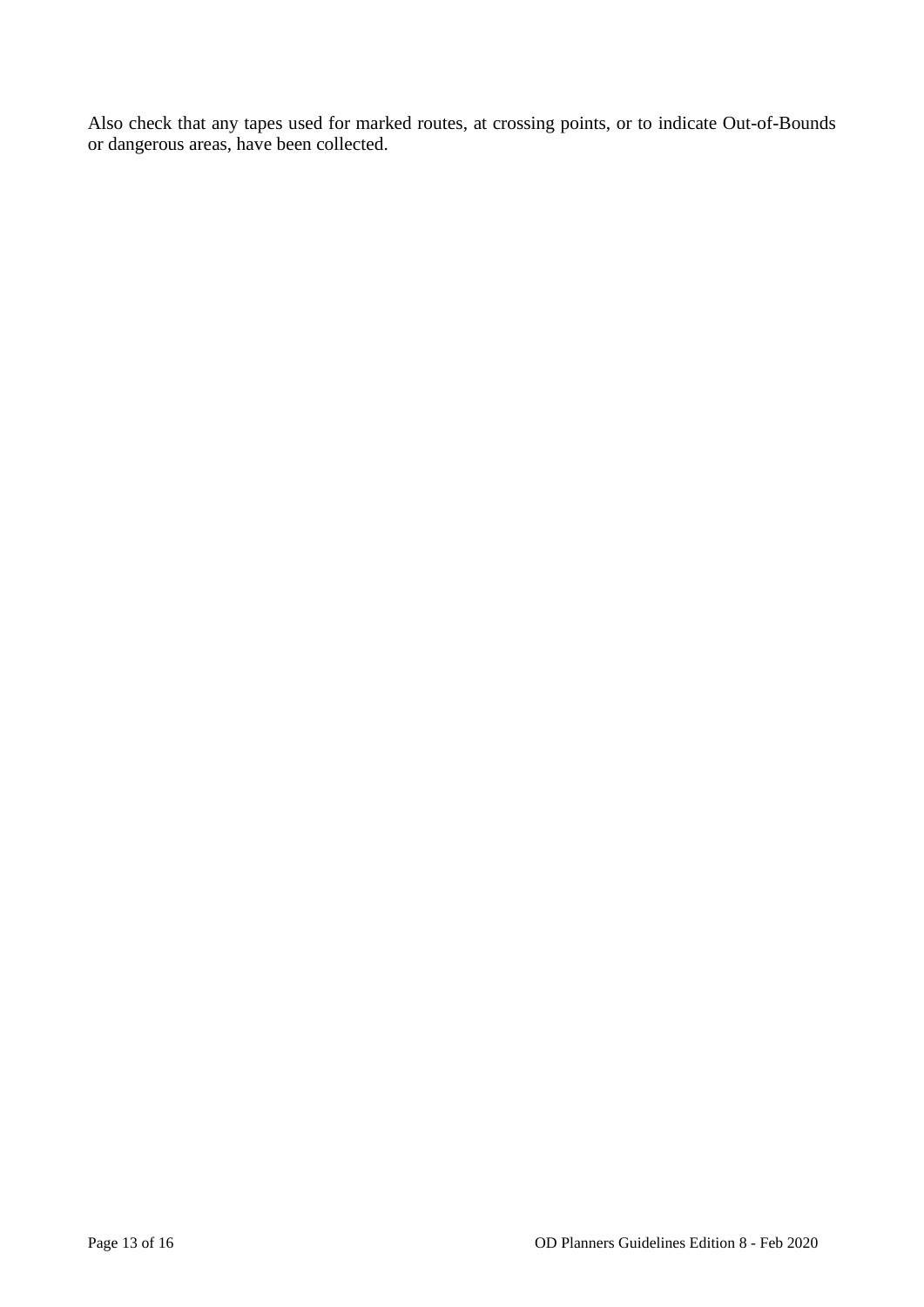Also check that any tapes used for marked routes, at crossing points, or to indicate Out-of-Bounds or dangerous areas, have been collected.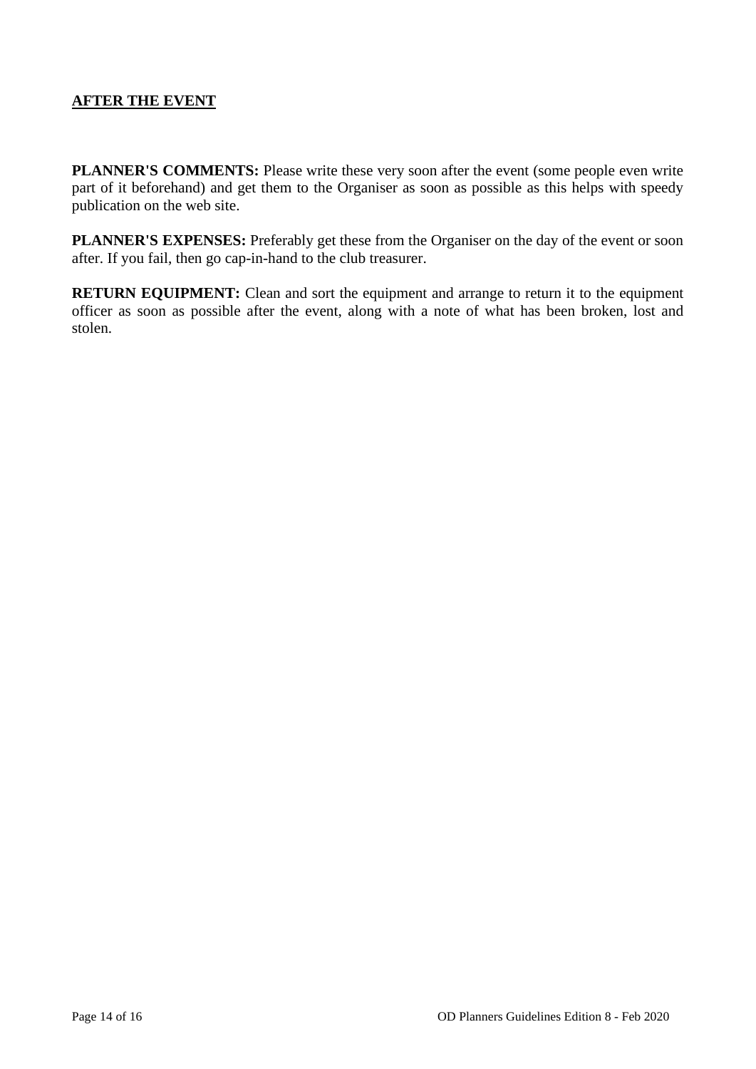## AFTER THE EVENT

**PLANNER'S COMMENTS:** Please write these very soon after the event (some people even write part of it beforehand) and get them to the Organiser as soon as possible as this helps with speedy publication on the web site.

**PLANNER'S EXPENSES:** Preferably get these from the Organiser on the day of the event or soon after. If you fail, then go cap-in-hand to the club treasurer.

**RETURN EQUIPMENT:** Clean and sort the equipment and arrange to return it to the equipment officer as soon as possible after the event, along with a note of what has been broken, lost and stolen.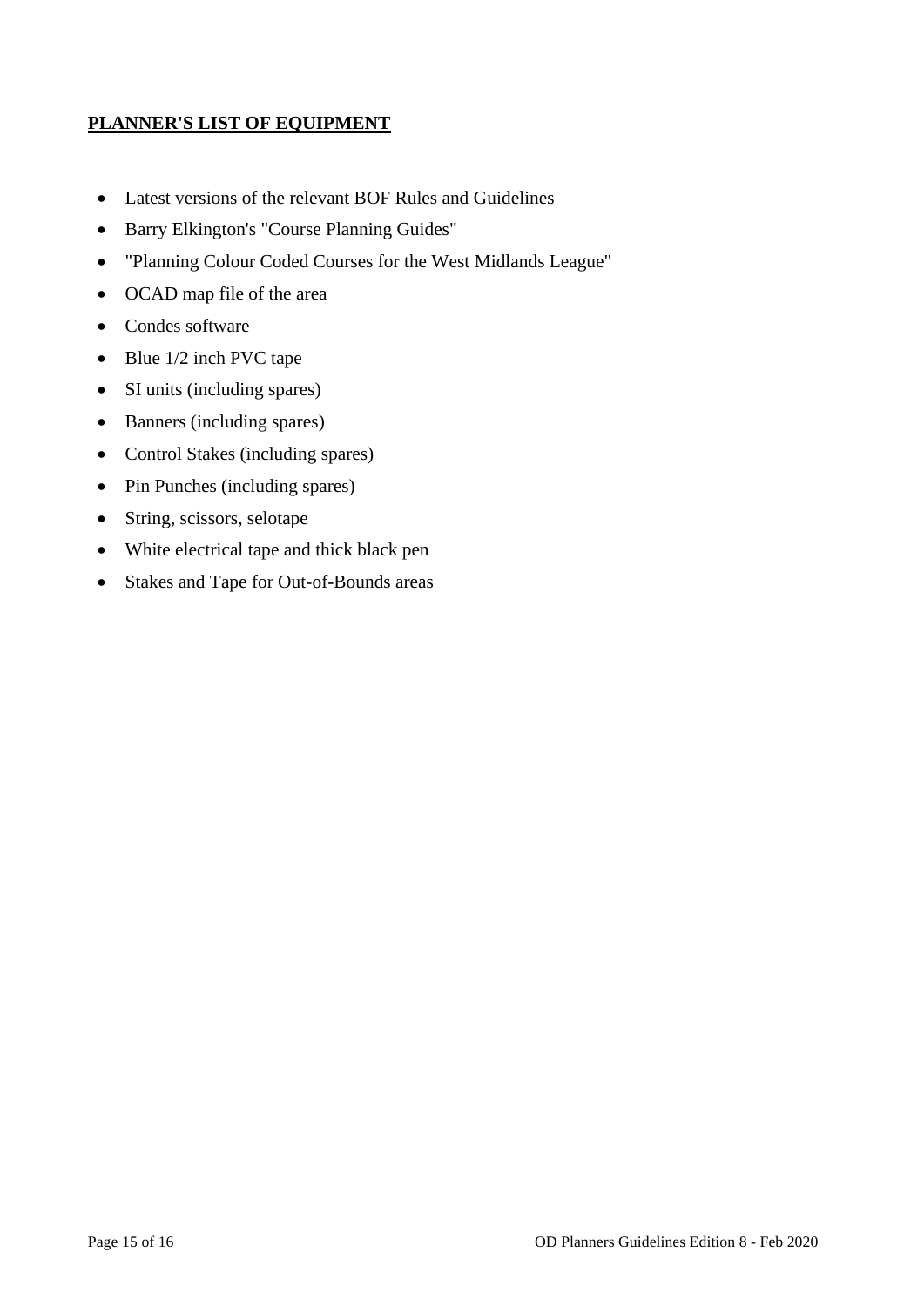## PLANNER'S LIST OF EQUIPMENT

- Latest versions of the relevant BOF Rules and Guidelines
- Barry Elkington's "Course Planning Guides"
- "Planning Colour Coded Courses for the West Midlands League"
- OCAD map file of the area
- Condes software
- Blue 1/2 inch PVC tape
- SI units (including spares)
- Banners (including spares)
- Control Stakes (including spares)
- Pin Punches (including spares)
- String, scissors, selotape
- White electrical tape and thick black pen
- Stakes and Tape for Out-of-Bounds areas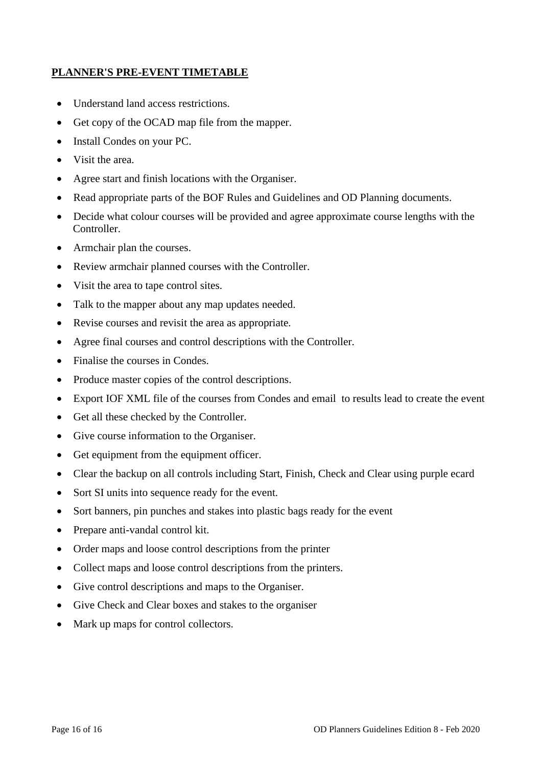## PLANNER'S PRE-EVENT TIMETABLE

- Understand land access restrictions.
- Get copy of the OCAD map file from the mapper.
- Install Condes on your PC.
- Visit the area.
- Agree start and finish locations with the Organiser.
- Read appropriate parts of the BOF Rules and Guidelines and OD Planning documents.
- Decide what colour courses will be provided and agree approximate course lengths with the Controller.
- Armchair plan the courses.
- Review armchair planned courses with the Controller.
- Visit the area to tape control sites.
- Talk to the mapper about any map updates needed.
- Revise courses and revisit the area as appropriate.
- Agree final courses and control descriptions with the Controller.
- Finalise the courses in Condes.
- Produce master copies of the control descriptions.
- Export IOF XML file of the courses from Condes and email to results lead to create the event
- Get all these checked by the Controller.
- Give course information to the Organiser.
- Get equipment from the equipment officer.
- Clear the backup on all controls including Start, Finish, Check and Clear using purple ecard
- Sort SI units into sequence ready for the event.
- Sort banners, pin punches and stakes into plastic bags ready for the event
- Prepare anti-vandal control kit.
- Order maps and loose control descriptions from the printer
- Collect maps and loose control descriptions from the printers.
- Give control descriptions and maps to the Organiser.
- Give Check and Clear boxes and stakes to the organiser
- Mark up maps for control collectors.